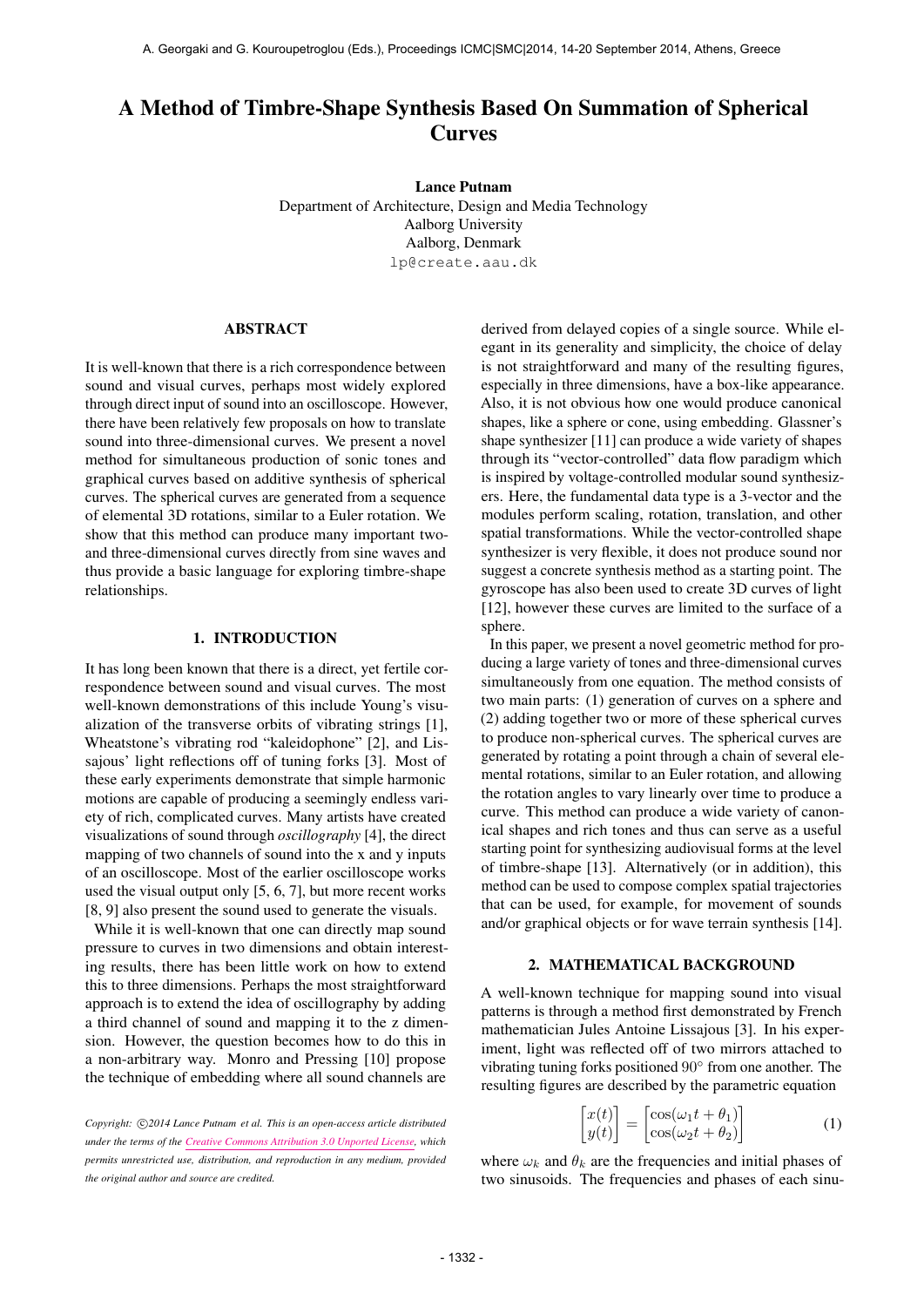# A Method of Timbre-Shape Synthesis Based On Summation of Spherical Curves

**Lance Putnam**
Department of Architecture, Design and Media Technology
Aalborg University
Aalborg, Denmark
lp@create.aau.dk

## ABSTRACT

It is well-known that there is a rich correspondence between sound and visual curves, perhaps most widely explored through direct input of sound into an oscilloscope. However, there have been relatively few proposals on how to translate sound into three-dimensional curves. We present a novel method for simultaneous production of sonic tones and graphical curves based on additive synthesis of spherical curves. The spherical curves are generated from a sequence of elemental 3D rotations, similar to a Euler rotation. We show that this method can produce many important two- and three-dimensional curves directly from sine waves and thus provide a basic language for exploring timbre-shape relationships.

## 1. INTRODUCTION

It has long been known that there is a direct, yet fertile correspondence between sound and visual curves. The most well-known demonstrations of this include Young's visualization of the transverse orbits of vibrating strings [1], Wheatstone's vibrating rod "kaleidophone" [2], and Lissajous' light reflections off of tuning forks [3]. Most of these early experiments demonstrate that simple harmonic motions are capable of producing a seemingly endless variety of rich, complicated curves. Many artists have created visualizations of sound through *oscillography* [4], the direct mapping of two channels of sound into the x and y inputs of an oscilloscope. Most of the earlier oscilloscope works used the visual output only [5, 6, 7], but more recent works [8, 9] also present the sound used to generate the visuals.

While it is well-known that one can directly map sound pressure to curves in two dimensions and obtain interesting results, there has been little work on how to extend this to three dimensions. Perhaps the most straightforward approach is to extend the idea of oscillography by adding a third channel of sound and mapping it to the z dimension. However, the question becomes how to do this in a non-arbitrary way. Monro and Pressing [10] propose the technique of embedding where all sound channels are derived from delayed copies of a single source. While elegant in its generality and simplicity, the choice of delay is not straightforward and many of the resulting figures, especially in three dimensions, have a box-like appearance. Also, it is not obvious how one would produce canonical shapes, like a sphere or cone, using embedding. Glassner's shape synthesizer [11] can produce a wide variety of shapes through its "vector-controlled" data flow paradigm which is inspired by voltage-controlled modular sound synthesizers. Here, the fundamental data type is a 3-vector and the modules perform scaling, rotation, translation, and other spatial transformations. While the vector-controlled shape synthesizer is very flexible, it does not produce sound nor suggest a concrete synthesis method as a starting point. The gyroscope has also been used to create 3D curves of light [12], however these curves are limited to the surface of a sphere.

In this paper, we present a novel geometric method for producing a large variety of tones and three-dimensional curves simultaneously from one equation. The method consists of two main parts: (1) generation of curves on a sphere and (2) adding together two or more of these spherical curves to produce non-spherical curves. The spherical curves are generated by rotating a point through a chain of several elemental rotations, similar to an Euler rotation, and allowing the rotation angles to vary linearly over time to produce a curve. This method can produce a wide variety of canonical shapes and rich tones and thus can serve as a useful starting point for synthesizing audiovisual forms at the level of timbre-shape [13]. Alternatively (or in addition), this method can be used to compose complex spatial trajectories that can be used, for example, for movement of sounds and/or graphical objects or for wave terrain synthesis [14].

## 2. MATHEMATICAL BACKGROUND

A well-known technique for mapping sound into visual patterns is through a method first demonstrated by French mathematician Jules Antoine Lissajous [3]. In his experiment, light was reflected off of two mirrors attached to vibrating tuning forks positioned 90° from one another. The resulting figures are described by the parametric equation

$$\begin{bmatrix} x(t) \\ y(t) \end{bmatrix} = \begin{bmatrix} \cos(\omega_1 t + \theta_1) \\ \cos(\omega_2 t + \theta_2) \end{bmatrix} \tag{1}$$

where $\omega_k$ and $\theta_k$ are the frequencies and initial phases of two sinusoids. The frequencies and phases of each sinu-

*Copyright: ©2014 Lance Putnam et al. This is an open-access article distributed under the terms of the Creative Commons Attribution 3.0 Unported License, which permits unrestricted use, distribution, and reproduction in any medium, provided the original author and source are credited.*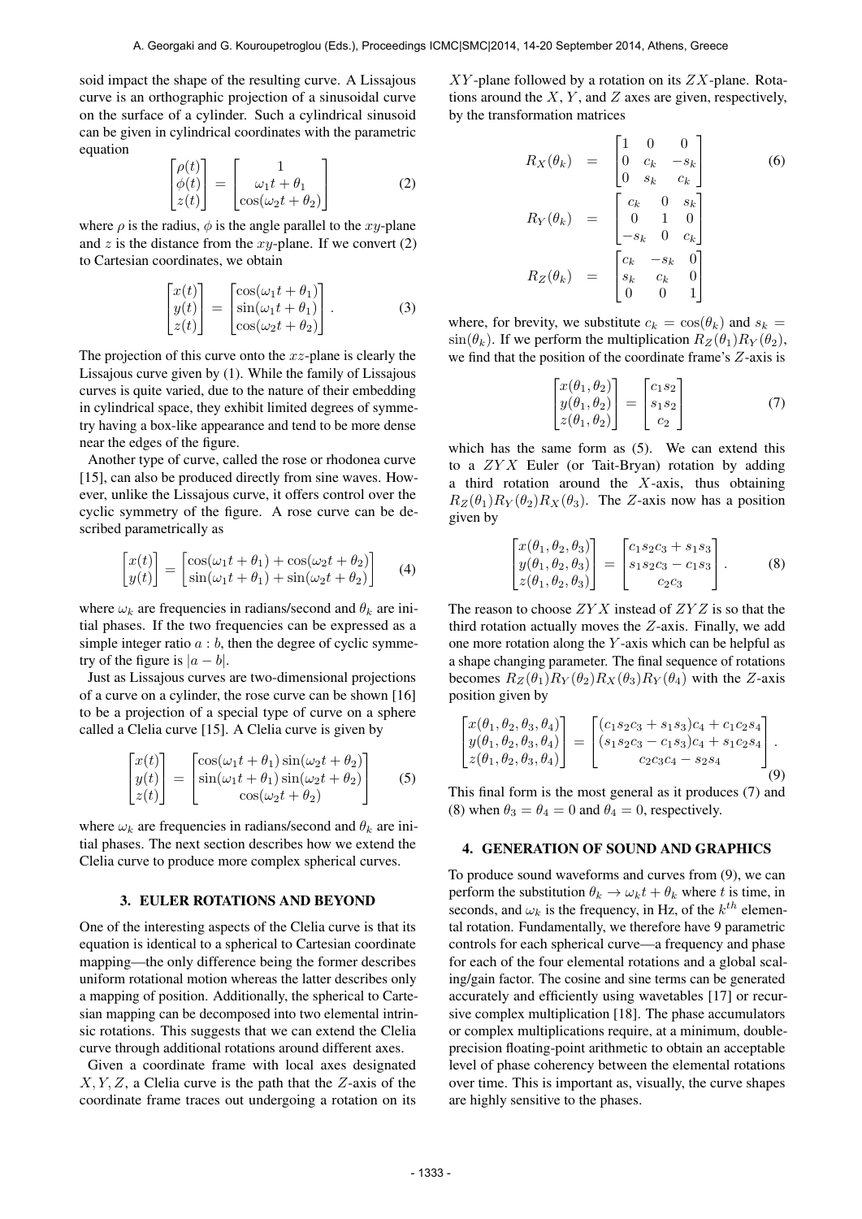soid impact the shape of the resulting curve. A Lissajous curve is an orthographic projection of a sinusoidal curve on the surface of a cylinder. Such a cylindrical sinusoid can be given in cylindrical coordinates with the parametric equation

$$\begin{bmatrix}\rho(t)\\ \phi(t)\\ z(t)\end{bmatrix} = \begin{bmatrix}1\\ \omega_1 t + \theta_1\\ \cos(\omega_2 t + \theta_2)\end{bmatrix} \tag{2}$$

where $\rho$ is the radius, $\phi$ is the angle parallel to the $xy$-plane and $z$ is the distance from the $xy$-plane. If we convert (2) to Cartesian coordinates, we obtain

$$\begin{bmatrix}x(t)\\ y(t)\\ z(t)\end{bmatrix} = \begin{bmatrix}\cos(\omega_1 t + \theta_1)\\ \sin(\omega_1 t + \theta_1)\\ \cos(\omega_2 t + \theta_2)\end{bmatrix}. \tag{3}$$

The projection of this curve onto the $xz$-plane is clearly the Lissajous curve given by (1). While the family of Lissajous curves is quite varied, due to the nature of their embedding in cylindrical space, they exhibit limited degrees of symmetry having a box-like appearance and tend to be more dense near the edges of the figure.

Another type of curve, called the rose or rhodonea curve [15], can also be produced directly from sine waves. However, unlike the Lissajous curve, it offers control over the cyclic symmetry of the figure. A rose curve can be described parametrically as

$$\begin{bmatrix}x(t)\\ y(t)\end{bmatrix} = \begin{bmatrix}\cos(\omega_1 t + \theta_1) + \cos(\omega_2 t + \theta_2)\\ \sin(\omega_1 t + \theta_1) + \sin(\omega_2 t + \theta_2)\end{bmatrix} \tag{4}$$

where $\omega_k$ are frequencies in radians/second and $\theta_k$ are initial phases. If the two frequencies can be expressed as a simple integer ratio $a : b$, then the degree of cyclic symmetry of the figure is $|a - b|$.

Just as Lissajous curves are two-dimensional projections of a curve on a cylinder, the rose curve can be shown [16] to be a projection of a special type of curve on a sphere called a Clelia curve [15]. A Clelia curve is given by

$$\begin{bmatrix}x(t)\\ y(t)\\ z(t)\end{bmatrix} = \begin{bmatrix}\cos(\omega_1 t + \theta_1)\sin(\omega_2 t + \theta_2)\\ \sin(\omega_1 t + \theta_1)\sin(\omega_2 t + \theta_2)\\ \cos(\omega_2 t + \theta_2)\end{bmatrix} \tag{5}$$

where $\omega_k$ are frequencies in radians/second and $\theta_k$ are initial phases. The next section describes how we extend the Clelia curve to produce more complex spherical curves.

## 3. EULER ROTATIONS AND BEYOND

One of the interesting aspects of the Clelia curve is that its equation is identical to a spherical to Cartesian coordinate mapping—the only difference being the former describes uniform rotational motion whereas the latter describes only a mapping of position. Additionally, the spherical to Cartesian mapping can be decomposed into two elemental intrinsic rotations. This suggests that we can extend the Clelia curve through additional rotations around different axes.

Given a coordinate frame with local axes designated $X, Y, Z$, a Clelia curve is the path that the $Z$-axis of the coordinate frame traces out undergoing a rotation on its $XY$-plane followed by a rotation on its $ZX$-plane. Rotations around the $X$, $Y$, and $Z$ axes are given, respectively, by the transformation matrices

$$\begin{aligned} R_X(\theta_k) &= \begin{bmatrix}1 & 0 & 0\\ 0 & c_k & -s_k\\ 0 & s_k & c_k\end{bmatrix} \\ R_Y(\theta_k) &= \begin{bmatrix}c_k & 0 & s_k\\ 0 & 1 & 0\\ -s_k & 0 & c_k\end{bmatrix} \\ R_Z(\theta_k) &= \begin{bmatrix}c_k & -s_k & 0\\ s_k & c_k & 0\\ 0 & 0 & 1\end{bmatrix}\end{aligned} \tag{6}$$

where, for brevity, we substitute $c_k = \cos(\theta_k)$ and $s_k = \sin(\theta_k)$. If we perform the multiplication $R_Z(\theta_1)R_Y(\theta_2)$, we find that the position of the coordinate frame's $Z$-axis is

$$\begin{bmatrix}x(\theta_1,\theta_2)\\ y(\theta_1,\theta_2)\\ z(\theta_1,\theta_2)\end{bmatrix} = \begin{bmatrix}c_1 s_2\\ s_1 s_2\\ c_2\end{bmatrix} \tag{7}$$

which has the same form as (5). We can extend this to a $ZYX$ Euler (or Tait-Bryan) rotation by adding a third rotation around the $X$-axis, thus obtaining $R_Z(\theta_1)R_Y(\theta_2)R_X(\theta_3)$. The $Z$-axis now has a position given by

$$\begin{bmatrix}x(\theta_1,\theta_2,\theta_3)\\ y(\theta_1,\theta_2,\theta_3)\\ z(\theta_1,\theta_2,\theta_3)\end{bmatrix} = \begin{bmatrix}c_1 s_2 c_3 + s_1 s_3\\ s_1 s_2 c_3 - c_1 s_3\\ c_2 c_3\end{bmatrix}. \tag{8}$$

The reason to choose $ZYX$ instead of $ZYZ$ is so that the third rotation actually moves the $Z$-axis. Finally, we add one more rotation along the $Y$-axis which can be helpful as a shape changing parameter. The final sequence of rotations becomes $R_Z(\theta_1)R_Y(\theta_2)R_X(\theta_3)R_Y(\theta_4)$ with the $Z$-axis position given by

$$\begin{bmatrix}x(\theta_1,\theta_2,\theta_3,\theta_4)\\ y(\theta_1,\theta_2,\theta_3,\theta_4)\\ z(\theta_1,\theta_2,\theta_3,\theta_4)\end{bmatrix} = \begin{bmatrix}(c_1 s_2 c_3 + s_1 s_3)c_4 + c_1 c_2 s_4\\ (s_1 s_2 c_3 - c_1 s_3)c_4 + s_1 c_2 s_4\\ c_2 c_3 c_4 - s_2 s_4\end{bmatrix}. \tag{9}$$

This final form is the most general as it produces (7) and (8) when $\theta_3 = \theta_4 = 0$ and $\theta_4 = 0$, respectively.

## 4. GENERATION OF SOUND AND GRAPHICS

To produce sound waveforms and curves from (9), we can perform the substitution $\theta_k \rightarrow \omega_k t + \theta_k$ where $t$ is time, in seconds, and $\omega_k$ is the frequency, in Hz, of the $k^{th}$ elemental rotation. Fundamentally, we therefore have 9 parametric controls for each spherical curve—a frequency and phase for each of the four elemental rotations and a global scaling/gain factor. The cosine and sine terms can be generated accurately and efficiently using wavetables [17] or recursive complex multiplication [18]. The phase accumulators or complex multiplications require, at a minimum, double-precision floating-point arithmetic to obtain an acceptable level of phase coherency between the elemental rotations over time. This is important as, visually, the curve shapes are highly sensitive to the phases.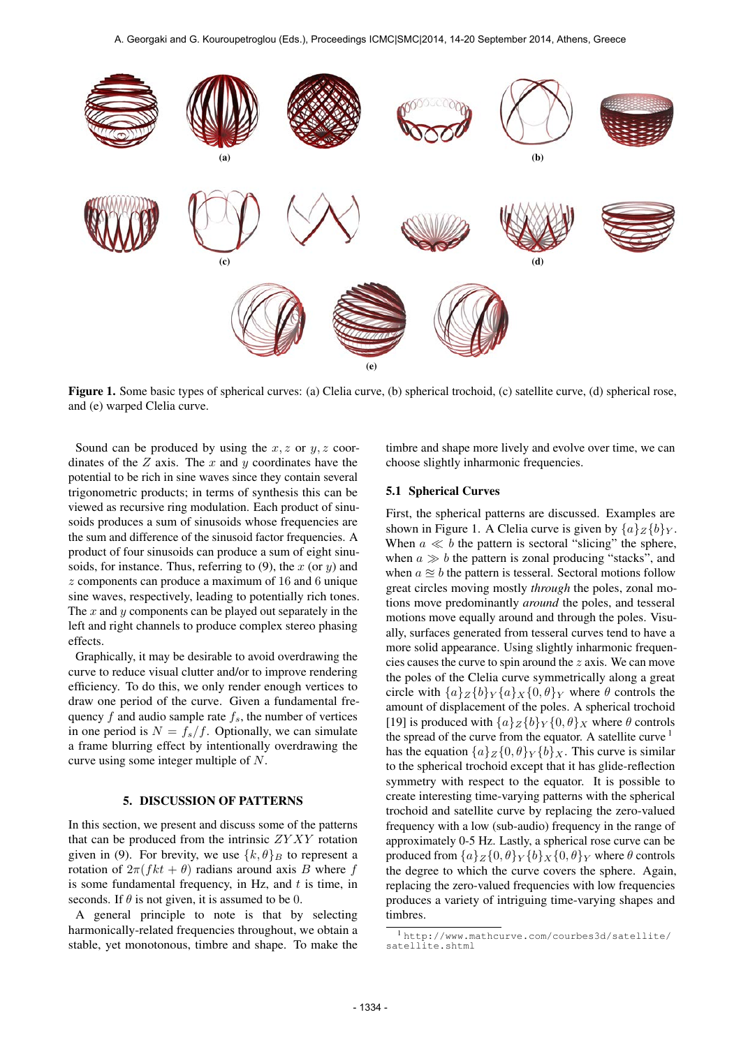Figure 1. Some basic types of spherical curves: (a) Clelia curve, (b) spherical trochoid, (c) satellite curve, (d) spherical rose, and (e) warped Clelia curve.

Sound can be produced by using the $x, z$ or $y, z$ coordinates of the $Z$ axis. The $x$ and $y$ coordinates have the potential to be rich in sine waves since they contain several trigonometric products; in terms of synthesis this can be viewed as recursive ring modulation. Each product of sinusoids produces a sum of sinusoids whose frequencies are the sum and difference of the sinusoid factor frequencies. A product of four sinusoids can produce a sum of eight sinusoids, for instance. Thus, referring to (9), the $x$ (or $y$) and $z$ components can produce a maximum of 16 and 6 unique sine waves, respectively, leading to potentially rich tones. The $x$ and $y$ components can be played out separately in the left and right channels to produce complex stereo phasing effects.

Graphically, it may be desirable to avoid overdrawing the curve to reduce visual clutter and/or to improve rendering efficiency. To do this, we only render enough vertices to draw one period of the curve. Given a fundamental frequency $f$ and audio sample rate $f_s$, the number of vertices in one period is $N = f_s/f$. Optionally, we can simulate a frame blurring effect by intentionally overdrawing the curve using some integer multiple of $N$.

## 5. DISCUSSION OF PATTERNS

In this section, we present and discuss some of the patterns that can be produced from the intrinsic $ZYXY$ rotation given in (9). For brevity, we use $\{k, \theta\}_B$ to represent a rotation of $2\pi(fkt + \theta)$ radians around axis $B$ where $f$ is some fundamental frequency, in Hz, and $t$ is time, in seconds. If $\theta$ is not given, it is assumed to be 0.

A general principle to note is that by selecting harmonically-related frequencies throughout, we obtain a stable, yet monotonous, timbre and shape. To make the timbre and shape more lively and evolve over time, we can choose slightly inharmonic frequencies.

### 5.1 Spherical Curves

First, the spherical patterns are discussed. Examples are shown in Figure 1. A Clelia curve is given by $\{a\}_Z\{b\}_Y$. When $a \ll b$ the pattern is sectoral "slicing" the sphere, when $a \gg b$ the pattern is zonal producing "stacks", and when $a \approxeq b$ the pattern is tesseral. Sectoral motions follow great circles moving mostly *through* the poles, zonal motions move predominantly *around* the poles, and tesseral motions move equally around and through the poles. Visually, surfaces generated from tesseral curves tend to have a more solid appearance. Using slightly inharmonic frequencies causes the curve to spin around the $z$ axis. We can move the poles of the Clelia curve symmetrically along a great circle with $\{a\}_Z\{b\}_Y\{a\}_X\{0, \theta\}_Y$ where $\theta$ controls the amount of displacement of the poles. A spherical trochoid [19] is produced with $\{a\}_Z\{b\}_Y\{0, \theta\}_X$ where $\theta$ controls the spread of the curve from the equator. A satellite curve [1] has the equation $\{a\}_Z\{0, \theta\}_Y\{b\}_X$. This curve is similar to the spherical trochoid except that it has glide-reflection symmetry with respect to the equator. It is possible to create interesting time-varying patterns with the spherical trochoid and satellite curve by replacing the zero-valued frequency with a low (sub-audio) frequency in the range of approximately 0-5 Hz. Lastly, a spherical rose curve can be produced from $\{a\}_Z\{0, \theta\}_Y\{b\}_X\{0, \theta\}_Y$ where $\theta$ controls the degree to which the curve covers the sphere. Again, replacing the zero-valued frequencies with low frequencies produces a variety of intriguing time-varying shapes and timbres.

[1] http://www.mathcurve.com/courbes3d/satellite/satellite.shtml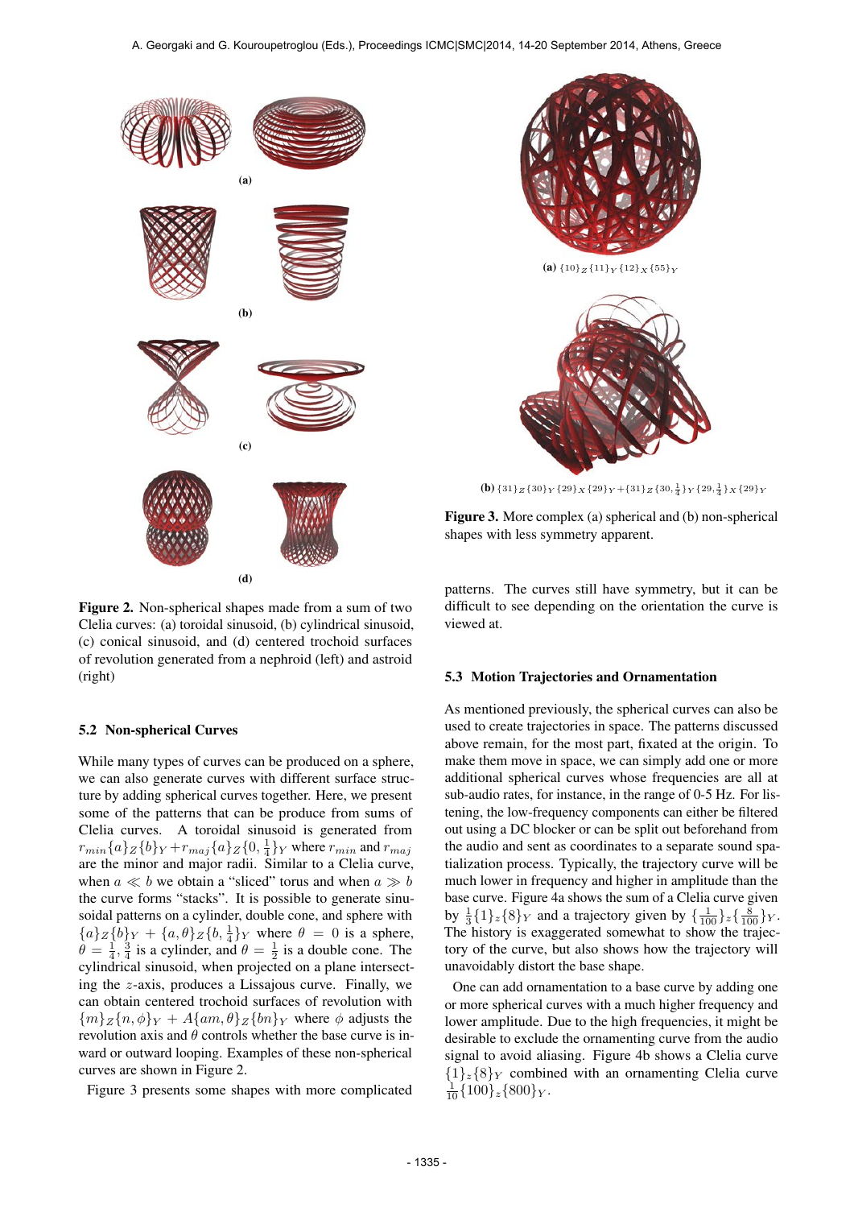(a)

(b)

(c)

(d)

**Figure 2.** Non-spherical shapes made from a sum of two Clelia curves: (a) toroidal sinusoid, (b) cylindrical sinusoid, (c) conical sinusoid, and (d) centered trochoid surfaces of revolution generated from a nephroid (left) and astroid (right)

### 5.2 Non-spherical Curves

While many types of curves can be produced on a sphere, we can also generate curves with different surface structure by adding spherical curves together. Here, we present some of the patterns that can be produce from sums of Clelia curves. A toroidal sinusoid is generated from $r_{min}\{a\}_Z\{b\}_Y + r_{maj}\{a\}_Z\{0, \frac{1}{4}\}_Y$ where $r_{min}$ and $r_{maj}$ are the minor and major radii. Similar to a Clelia curve, when $a \ll b$ we obtain a "sliced" torus and when $a \gg b$ the curve forms "stacks". It is possible to generate sinusoidal patterns on a cylinder, double cone, and sphere with $\{a\}_Z\{b\}_Y + \{a, \theta\}_Z\{b, \frac{1}{4}\}_Y$ where $\theta = 0$ is a sphere, $\theta = \frac{1}{4}, \frac{3}{4}$ is a cylinder, and $\theta = \frac{1}{2}$ is a double cone. The cylindrical sinusoid, when projected on a plane intersecting the $z$-axis, produces a Lissajous curve. Finally, we can obtain centered trochoid surfaces of revolution with $\{m\}_Z\{n, \phi\}_Y + A\{am, \theta\}_Z\{bn\}_Y$ where $\phi$ adjusts the revolution axis and $\theta$ controls whether the base curve is inward or outward looping. Examples of these non-spherical curves are shown in Figure 2.

Figure 3 presents some shapes with more complicated patterns. The curves still have symmetry, but it can be difficult to see depending on the orientation the curve is viewed at.

(a) $\{10\}_Z\{11\}_Y\{12\}_X\{55\}_Y$

(b) $\{31\}_Z\{30\}_Y\{29\}_X\{29\}_Y + \{31\}_Z\{30, \frac{1}{4}\}_Y\{29, \frac{1}{4}\}_X\{29\}_Y$

**Figure 3.** More complex (a) spherical and (b) non-spherical shapes with less symmetry apparent.

### 5.3 Motion Trajectories and Ornamentation

As mentioned previously, the spherical curves can also be used to create trajectories in space. The patterns discussed above remain, for the most part, fixated at the origin. To make them move in space, we can simply add one or more additional spherical curves whose frequencies are all at sub-audio rates, for instance, in the range of 0-5 Hz. For listening, the low-frequency components can either be filtered out using a DC blocker or can be split out beforehand from the audio and sent as coordinates to a separate sound spatialization process. Typically, the trajectory curve will be much lower in frequency and higher in amplitude than the base curve. Figure 4a shows the sum of a Clelia curve given by $\frac{1}{3}\{1\}_z\{8\}_Y$ and a trajectory given by $\{\frac{1}{100}\}_z\{\frac{8}{100}\}_Y$. The history is exaggerated somewhat to show the trajectory of the curve, but also shows how the trajectory will unavoidably distort the base shape.

One can add ornamentation to a base curve by adding one or more spherical curves with a much higher frequency and lower amplitude. Due to the high frequencies, it might be desirable to exclude the ornamenting curve from the audio signal to avoid aliasing. Figure 4b shows a Clelia curve $\{1\}_z\{8\}_Y$ combined with an ornamenting Clelia curve $\frac{1}{10}\{100\}_z\{800\}_Y$.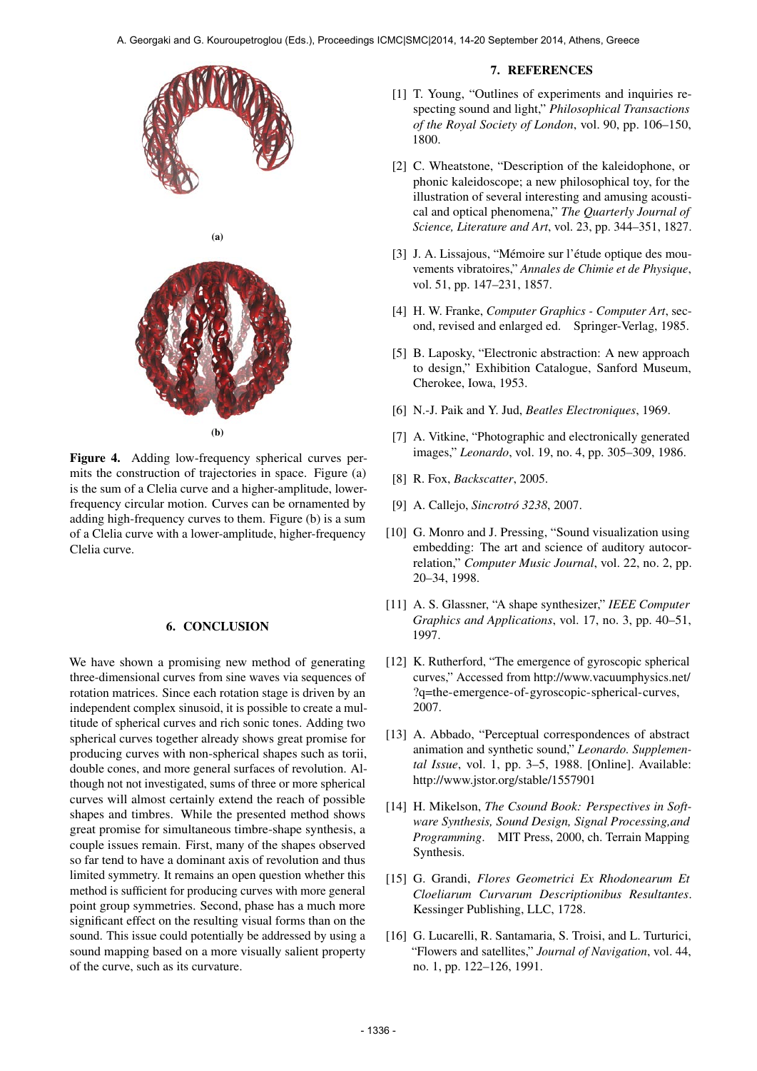(a)

(b)

**Figure 4.** Adding low-frequency spherical curves permits the construction of trajectories in space. Figure (a) is the sum of a Clelia curve and a higher-amplitude, lower-frequency circular motion. Curves can be ornamented by adding high-frequency curves to them. Figure (b) is a sum of a Clelia curve with a lower-amplitude, higher-frequency Clelia curve.

## 6. CONCLUSION

We have shown a promising new method of generating three-dimensional curves from sine waves via sequences of rotation matrices. Since each rotation stage is driven by an independent complex sinusoid, it is possible to create a multitude of spherical curves and rich sonic tones. Adding two spherical curves together already shows great promise for producing curves with non-spherical shapes such as tori, double cones, and more general surfaces of revolution. Although not not investigated, sums of three or more spherical curves will almost certainly extend the reach of possible shapes and timbres. While the presented method shows great promise for simultaneous timbre-shape synthesis, a couple issues remain. First, many of the shapes observed so far tend to have a dominant axis of revolution and thus limited symmetry. It remains an open question whether this method is sufficient for producing curves with more general point group symmetries. Second, phase has a much more significant effect on the resulting visual forms than on the sound. This issue could potentially be addressed by using a sound mapping based on a more visually salient property of the curve, such as its curvature.

## 7. REFERENCES

[1] T. Young, "Outlines of experiments and inquiries respecting sound and light," *Philosophical Transactions of the Royal Society of London*, vol. 90, pp. 106–150, 1800.

[2] C. Wheatstone, "Description of the kaleidophone, or phonic kaleidoscope; a new philosophical toy, for the illustration of several interesting and amusing acoustical and optical phenomena," *The Quarterly Journal of Science, Literature and Art*, vol. 23, pp. 344–351, 1827.

[3] J. A. Lissajous, "Mémoire sur l'étude optique des mouvements vibratoires," *Annales de Chimie et de Physique*, vol. 51, pp. 147–231, 1857.

[4] H. W. Franke, *Computer Graphics - Computer Art*, second, revised and enlarged ed. Springer-Verlag, 1985.

[5] B. Laposky, "Electronic abstraction: A new approach to design," Exhibition Catalogue, Sanford Museum, Cherokee, Iowa, 1953.

[6] N.-J. Paik and Y. Jud, *Beatles Electroniques*, 1969.

[7] A. Vitkine, "Photographic and electronically generated images," *Leonardo*, vol. 19, no. 4, pp. 305–309, 1986.

[8] R. Fox, *Backscatter*, 2005.

[9] A. Callejo, *Sincrotró 3238*, 2007.

[10] G. Monro and J. Pressing, "Sound visualization using embedding: The art and science of auditory autocorrelation," *Computer Music Journal*, vol. 22, no. 2, pp. 20–34, 1998.

[11] A. S. Glassner, "A shape synthesizer," *IEEE Computer Graphics and Applications*, vol. 17, no. 3, pp. 40–51, 1997.

[12] K. Rutherford, "The emergence of gyroscopic spherical curves," Accessed from http://www.vacuumphysics.net/?q=the-emergence-of-gyroscopic-spherical-curves, 2007.

[13] A. Abbado, "Perceptual correspondences of abstract animation and synthetic sound," *Leonardo. Supplemental Issue*, vol. 1, pp. 3–5, 1988. [Online]. Available: http://www.jstor.org/stable/1557901

[14] H. Mikelson, *The Csound Book: Perspectives in Software Synthesis, Sound Design, Signal Processing,and Programming*. MIT Press, 2000, ch. Terrain Mapping Synthesis.

[15] G. Grandi, *Flores Geometrici Ex Rhodonearum Et Cloeliarum Curvarum Descriptionibus Resultantes*. Kessinger Publishing, LLC, 1728.

[16] G. Lucarelli, R. Santamaria, S. Troisi, and L. Turturici, "Flowers and satellites," *Journal of Navigation*, vol. 44, no. 1, pp. 122–126, 1991.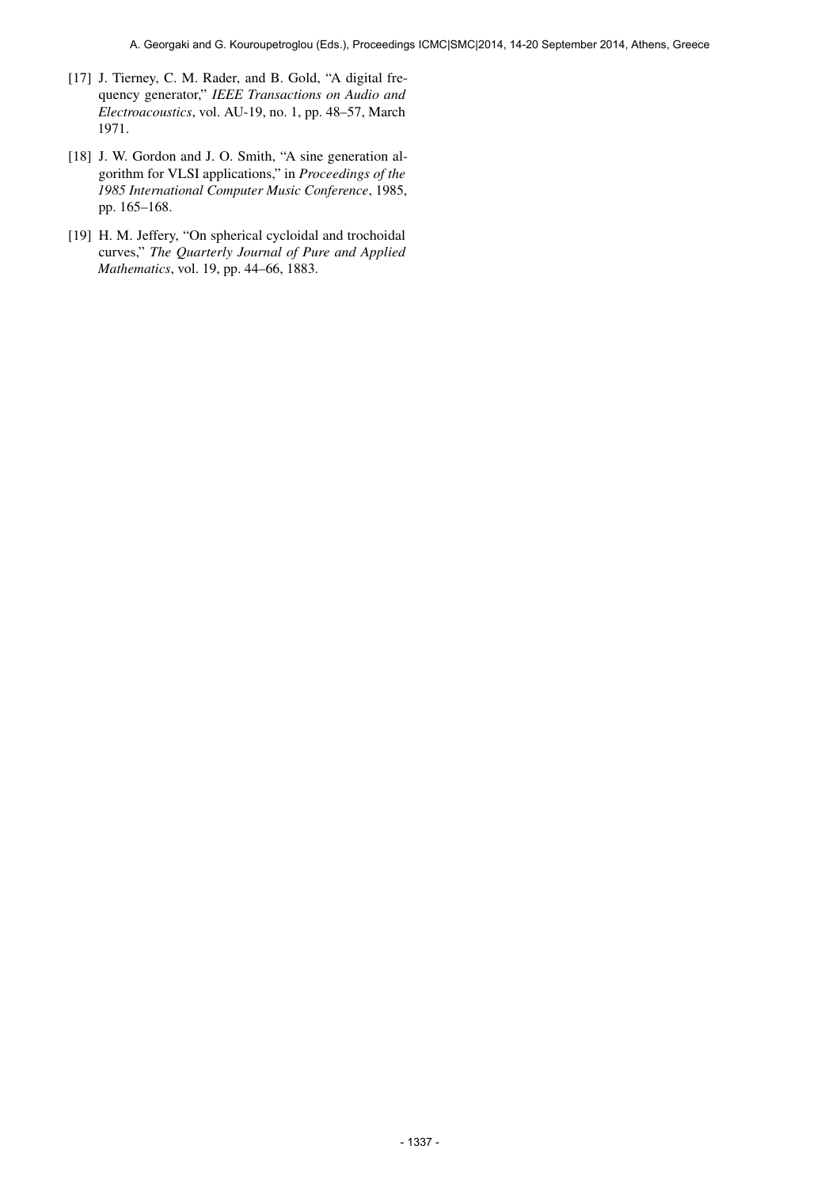[17] J. Tierney, C. M. Rader, and B. Gold, "A digital frequency generator," *IEEE Transactions on Audio and Electroacoustics*, vol. AU-19, no. 1, pp. 48–57, March 1971.

[18] J. W. Gordon and J. O. Smith, "A sine generation algorithm for VLSI applications," in *Proceedings of the 1985 International Computer Music Conference*, 1985, pp. 165–168.

[19] H. M. Jeffery, "On spherical cycloidal and trochoidal curves," *The Quarterly Journal of Pure and Applied Mathematics*, vol. 19, pp. 44–66, 1883.